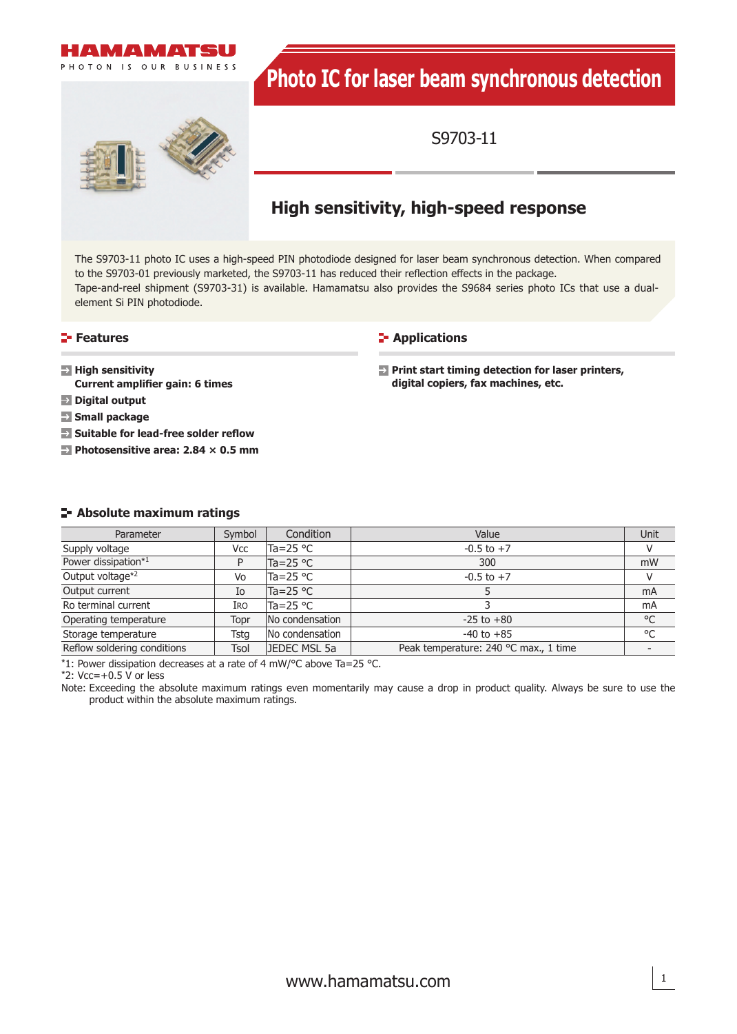# Photo IC for laser beam synchronous detection

S9703-11

## High sensitivity, high-speed response

The S9703-11 photo IC uses a high-speed PIN photodiode designed for laser beam synchronous detection. When compared to the S9703-01 previously marketed, the S9703-11 has reduced their reflection effects in the package.
Tape-and-reel shipment (S9703-31) is available. Hamamatsu also provides the S9684 series photo ICs that use a dual-element Si PIN photodiode.

## Features

- **High sensitivity**
  **Current amplifier gain: 6 times**
- **Digital output**
- **Small package**
- **Suitable for lead-free solder reflow**
- **Photosensitive area: 2.84 × 0.5 mm**

## Applications

- **Print start timing detection for laser printers, digital copiers, fax machines, etc.**

## Absolute maximum ratings

| Parameter | Symbol | Condition | Value | Unit |
|---|---|---|---|---|
| Supply voltage | Vcc | Ta=25 °C | -0.5 to +7 | V |
| Power dissipation*1 | P | Ta=25 °C | 300 | mW |
| Output voltage*2 | Vo | Ta=25 °C | -0.5 to +7 | V |
| Output current | Io | Ta=25 °C | 5 | mA |
| Ro terminal current | IRO | Ta=25 °C | 3 | mA |
| Operating temperature | Topr | No condensation | -25 to +80 | °C |
| Storage temperature | Tstg | No condensation | -40 to +85 | °C |
| Reflow soldering conditions | Tsol | JEDEC MSL 5a | Peak temperature: 240 °C max., 1 time | - |

*1: Power dissipation decreases at a rate of 4 mW/°C above Ta=25 °C.
*2: Vcc=+0.5 V or less

Note: Exceeding the absolute maximum ratings even momentarily may cause a drop in product quality. Always be sure to use the product within the absolute maximum ratings.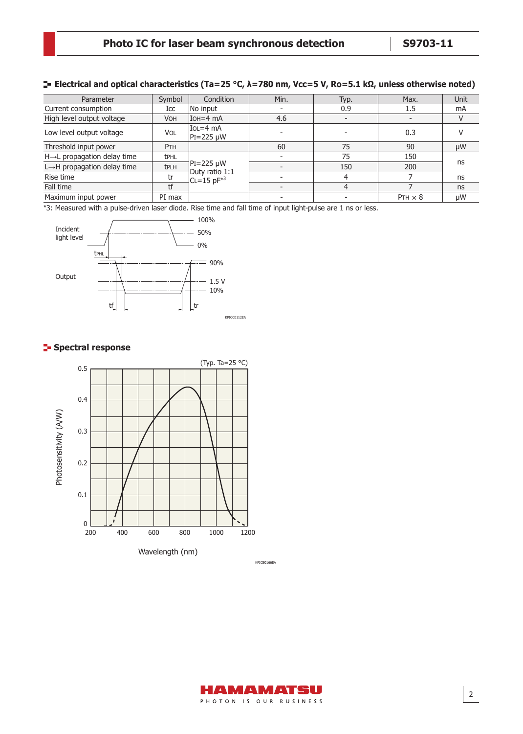## Electrical and optical characteristics (Ta=25 °C, λ=780 nm, Vcc=5 V, Ro=5.1 kΩ, unless otherwise noted)

| Parameter | Symbol | Condition | Min. | Typ. | Max. | Unit |
|---|---|---|---|---|---|---|
| Current consumption | Icc | No input | - | 0.9 | 1.5 | mA |
| High level output voltage | $V_{OH}$ | $I_{OH}$=4 mA | 4.6 | - | - | V |
| Low level output voltage | $V_{OL}$ | $I_{OL}$=4 mA $P_I$=225 µW | - | - | 0.3 | V |
| Threshold input power | $P_{TH}$ | | 60 | 75 | 90 | µW |
| H→L propagation delay time | $t_{PHL}$ | $P_I$=225 µW Duty ratio 1:1 $C_L$=15 pF*3 | - | 75 | 150 | ns |
| L→H propagation delay time | $t_{PLH}$ | | - | 150 | 200 | ns |
| Rise time | tr | | - | 4 | 7 | ns |
| Fall time | tf | | - | 4 | 7 | ns |
| Maximum input power | PI max | | - | - | $P_{TH}$ × 8 | µW |

*3: Measured with a pulse-driven laser diode. Rise time and fall time of input light-pulse are 1 ns or less.

KPICC0112EA

## Spectral response

KPICB0166EA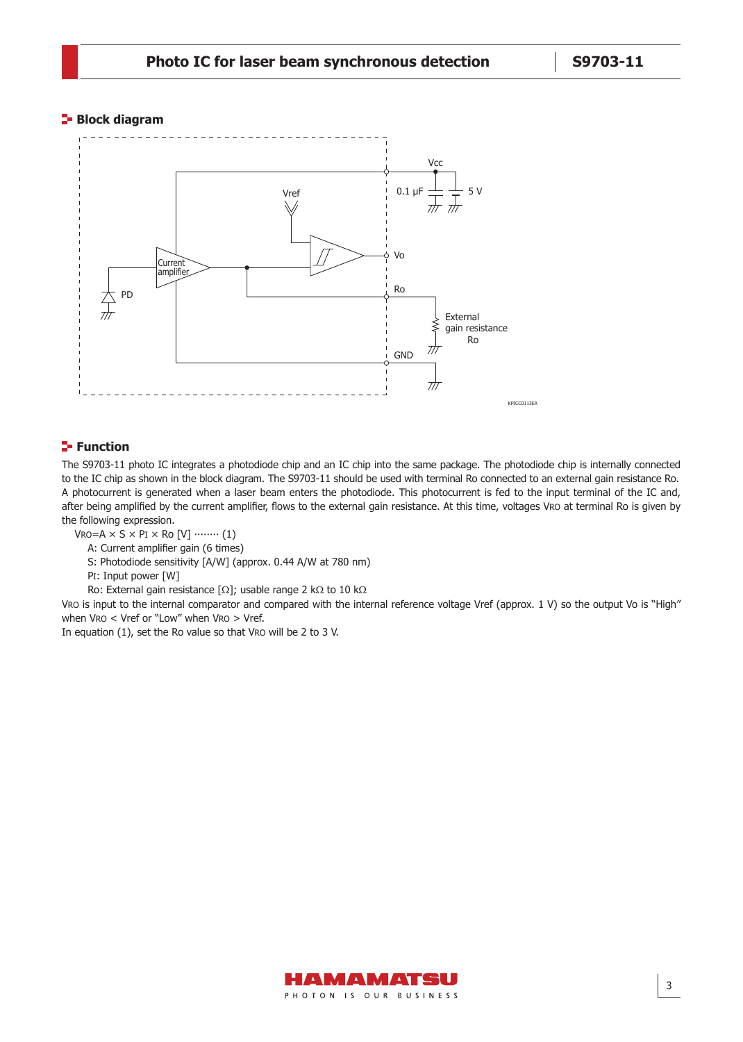## Block diagram

## Function

The S9703-11 photo IC integrates a photodiode chip and an IC chip into the same package. The photodiode chip is internally connected to the IC chip as shown in the block diagram. The S9703-11 should be used with terminal Ro connected to an external gain resistance Ro. A photocurrent is generated when a laser beam enters the photodiode. This photocurrent is fed to the input terminal of the IC and, after being amplified by the current amplifier, flows to the external gain resistance. At this time, voltages $V_{RO}$ at terminal Ro is given by the following expression.

$V_{RO} = A \times S \times P_I \times Ro$ [V] ········ (1)

A: Current amplifier gain (6 times)

S: Photodiode sensitivity [A/W] (approx. 0.44 A/W at 780 nm)

$P_I$: Input power [W]

Ro: External gain resistance [Ω]; usable range 2 kΩ to 10 kΩ

$V_{RO}$ is input to the internal comparator and compared with the internal reference voltage Vref (approx. 1 V) so the output Vo is "High" when $V_{RO}$ < Vref or "Low" when $V_{RO}$ > Vref.

In equation (1), set the Ro value so that $V_{RO}$ will be 2 to 3 V.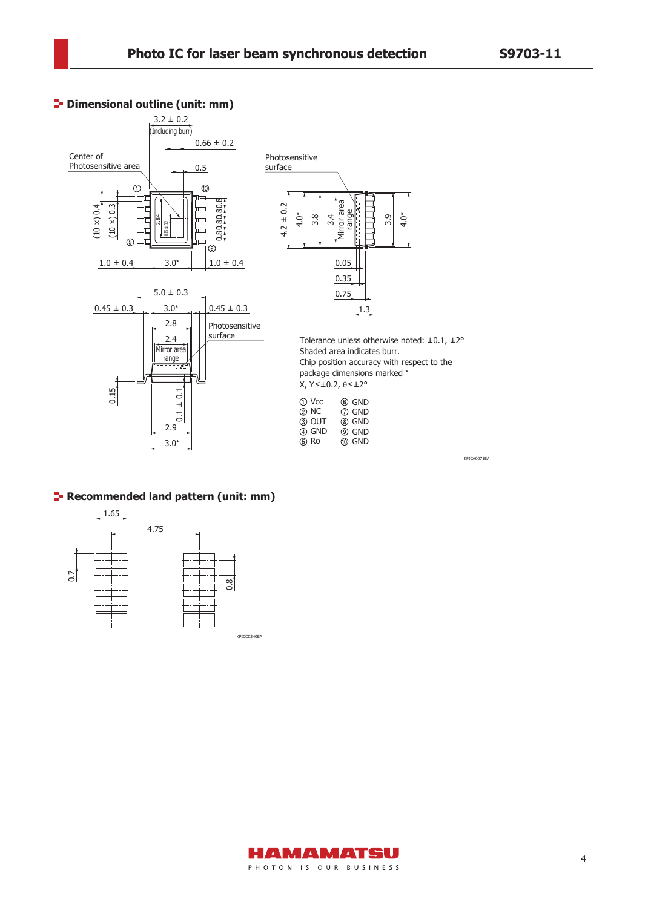## Dimensional outline (unit: mm)

Tolerance unless otherwise noted: ±0.1, ±2°
Shaded area indicates burr.
Chip position accuracy with respect to the package dimensions marked *
X, Y≤±0.2, θ≤±2°

| | |
|---|---|
| ① Vcc | ⑥ GND |
| ② NC | ⑦ GND |
| ③ OUT | ⑧ GND |
| ④ GND | ⑨ GND |
| ⑤ Ro | ⑩ GND |

KPICA0071EA

## Recommended land pattern (unit: mm)

KPICC0340EA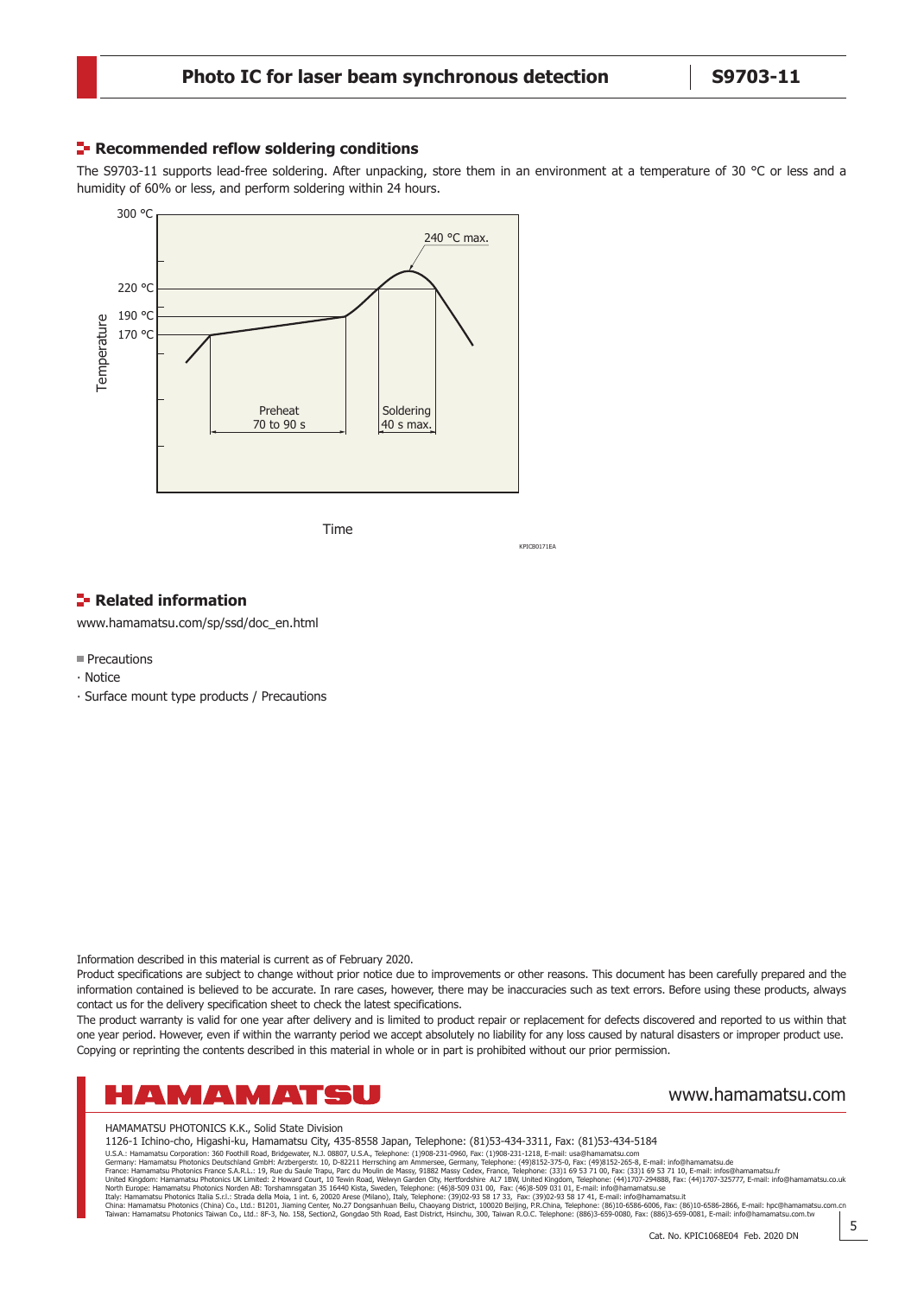## Recommended reflow soldering conditions

The S9703-11 supports lead-free soldering. After unpacking, store them in an environment at a temperature of 30 °C or less and a humidity of 60% or less, and perform soldering within 24 hours.

300 °C
240 °C max.
220 °C
190 °C
170 °C
Temperature
Preheat
70 to 90 s
Soldering
40 s max.
Time

KPICB0171EA

## Related information

www.hamamatsu.com/sp/ssd/doc_en.html

- Precautions
- · Notice
- · Surface mount type products / Precautions

Information described in this material is current as of February 2020.

Product specifications are subject to change without prior notice due to improvements or other reasons. This document has been carefully prepared and the information contained is believed to be accurate. In rare cases, however, there may be inaccuracies such as text errors. Before using these products, always contact us for the delivery specification sheet to check the latest specifications.

The product warranty is valid for one year after delivery and is limited to product repair or replacement for defects discovered and reported to us within that one year period. However, even if within the warranty period we accept absolutely no liability for any loss caused by natural disasters or improper product use. Copying or reprinting the contents described in this material in whole or in part is prohibited without our prior permission.

HAMAMATSU

www.hamamatsu.com

HAMAMATSU PHOTONICS K.K., Solid State Division

1126-1 Ichino-cho, Higashi-ku, Hamamatsu City, 435-8558 Japan, Telephone: (81)53-434-3311, Fax: (81)53-434-5184

U.S.A.: Hamamatsu Corporation: 360 Foothill Road, Bridgewater, N.J. 08807, U.S.A., Telephone: (1)908-231-0960, Fax: (1)908-231-1218, E-mail: usa@hamamatsu.com
Germany: Hamamatsu Photonics Deutschland GmbH: Arzbergerstr. 10, D-82211 Herrsching am Ammersee, Germany, Telephone: (49)8152-375-0, Fax: (49)8152-265-8, E-mail: info@hamamatsu.de
France: Hamamatsu Photonics France S.A.R.L.: 19, Rue du Saule Trapu, Parc du Moulin de Massy, 91882 Massy Cedex, France, Telephone: (33)1 69 53 71 00, Fax: (33)1 69 53 71 10, E-mail: infos@hamamatsu.fr
United Kingdom: Hamamatsu Photonics UK Limited: 2 Howard Court, 10 Tewin Road, Welwyn Garden City, Hertfordshire AL7 1BW, United Kingdom, Telephone: (44)1707-294888, Fax: (44)1707-325777, E-mail: info@hamamatsu.co.uk
North Europe: Hamamatsu Photonics Norden AB: Torshamnsgatan 35 16440 Kista, Sweden, Telephone: (46)8-509 031 00, Fax: (46)8-509 031 01, E-mail: info@hamamatsu.se
Italy: Hamamatsu Photonics Italia S.r.l.: Strada della Moia, 1 int. 6, 20020 Arese (Milano), Italy, Telephone: (39)02-93 58 17 33, Fax: (39)02-93 58 17 41, E-mail: info@hamamatsu.it
China: Hamamatsu Photonics (China) Co., Ltd.: B1201, Jiaming Center, No.27 Dongsanhuan Beilu, Chaoyang District, 100020 Beijing, P.R.China, Telephone: (86)10-6586-6006, Fax: (86)10-6586-2866, E-mail: hpc@hamamatsu.com.cn
Taiwan: Hamamatsu Photonics Taiwan Co., Ltd.: 8F-3, No. 158, Section2, Gongdao 5th Road, East District, Hsinchu, 300, Taiwan R.O.C. Telephone: (886)3-659-0080, Fax: (886)3-659-0081, E-mail: info@hamamatsu.com.tw

Cat. No. KPIC1068E04 Feb. 2020 DN